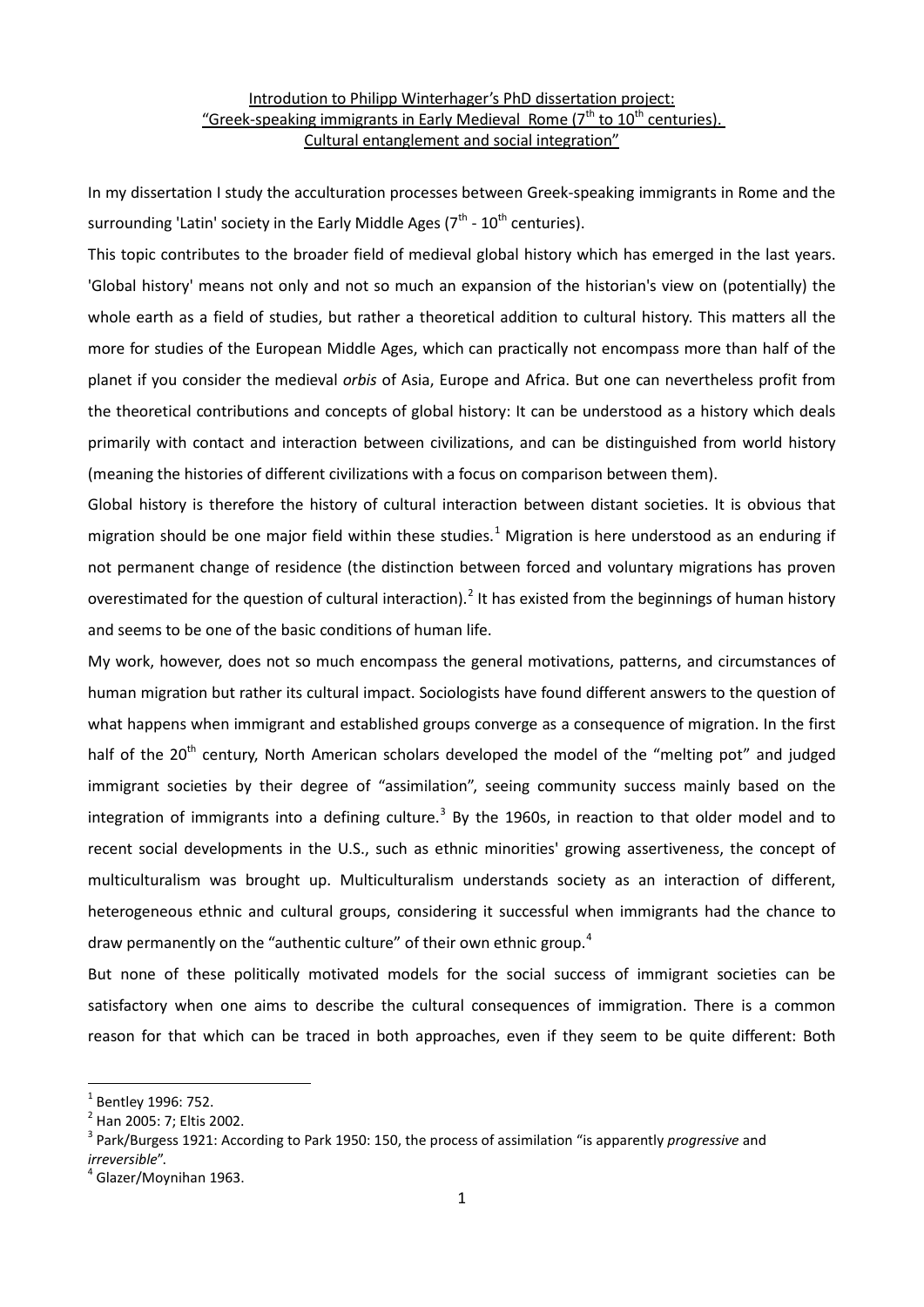# Introdution to Philipp Winterhager's PhD dissertation project: "Greek-speaking immigrants in Early Medieval Rome (7th to 10th centuries). Cultural entanglement and social integration"

In my dissertation I study the acculturation processes between Greek-speaking immigrants in Rome and the surrounding 'Latin' society in the Early Middle Ages (7th - 10th centuries).

This topic contributes to the broader field of medieval global history which has emerged in the last years. 'Global history' means not only and not so much an expansion of the historian's view on (potentially) the whole earth as a field of studies, but rather a theoretical addition to cultural history. This matters all the more for studies of the European Middle Ages, which can practically not encompass more than half of the planet if you consider the medieval *orbis* of Asia, Europe and Africa. But one can nevertheless profit from the theoretical contributions and concepts of global history: It can be understood as a history which deals primarily with contact and interaction between civilizations, and can be distinguished from world history (meaning the histories of different civilizations with a focus on comparison between them).

Global history is therefore the history of cultural interaction between distant societies. It is obvious that migration should be one major field within these studies.[1] Migration is here understood as an enduring if not permanent change of residence (the distinction between forced and voluntary migrations has proven overestimated for the question of cultural interaction).[2] It has existed from the beginnings of human history and seems to be one of the basic conditions of human life.

My work, however, does not so much encompass the general motivations, patterns, and circumstances of human migration but rather its cultural impact. Sociologists have found different answers to the question of what happens when immigrant and established groups converge as a consequence of migration. In the first half of the 20th century, North American scholars developed the model of the "melting pot" and judged immigrant societies by their degree of "assimilation", seeing community success mainly based on the integration of immigrants into a defining culture.[3] By the 1960s, in reaction to that older model and to recent social developments in the U.S., such as ethnic minorities' growing assertiveness, the concept of multiculturalism was brought up. Multiculturalism understands society as an interaction of different, heterogeneous ethnic and cultural groups, considering it successful when immigrants had the chance to draw permanently on the "authentic culture" of their own ethnic group.[4]

But none of these politically motivated models for the social success of immigrant societies can be satisfactory when one aims to describe the cultural consequences of immigration. There is a common reason for that which can be traced in both approaches, even if they seem to be quite different: Both

---

[1] Bentley 1996: 752.

[2] Han 2005: 7; Eltis 2002.

[3] Park/Burgess 1921: According to Park 1950: 150, the process of assimilation "is apparently *progressive* and *irreversible*".

[4] Glazer/Moynihan 1963.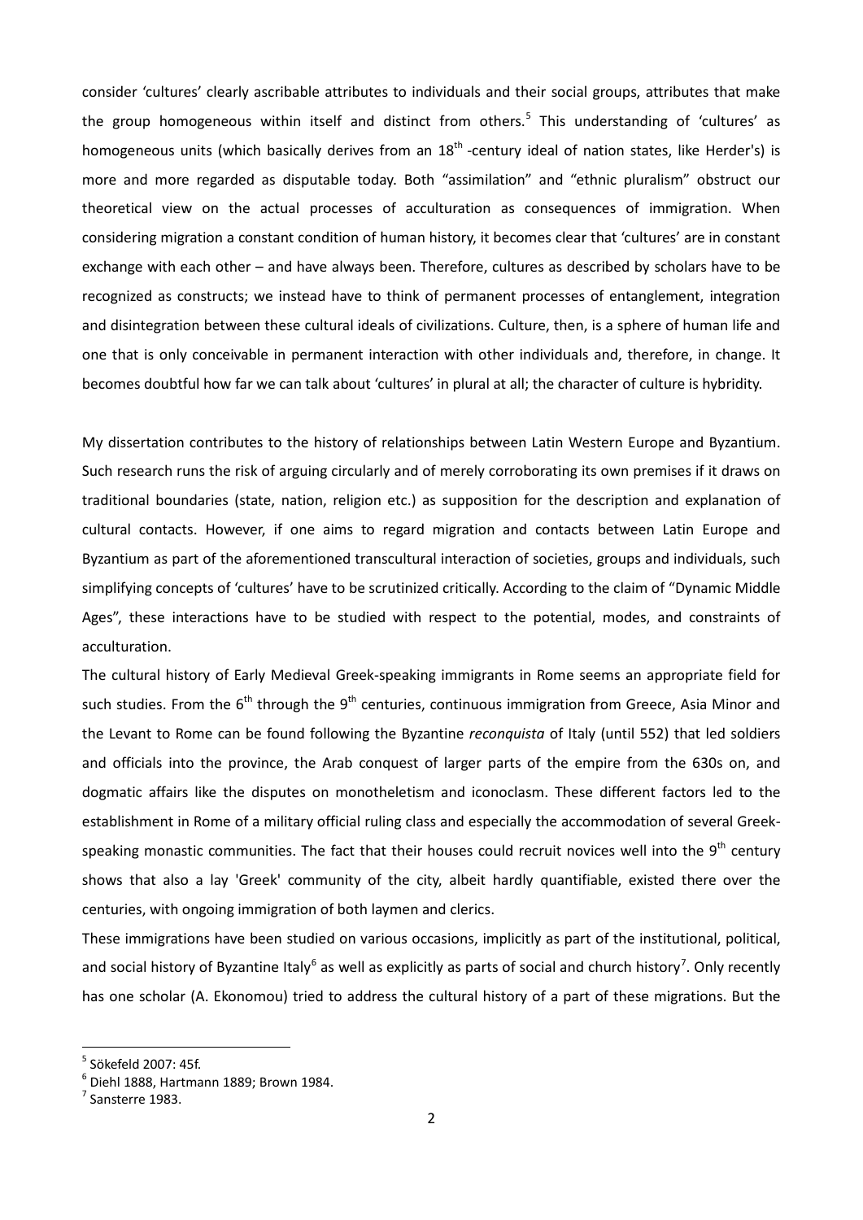consider 'cultures' clearly ascribable attributes to individuals and their social groups, attributes that make the group homogeneous within itself and distinct from others.[5] This understanding of 'cultures' as homogeneous units (which basically derives from an 18th -century ideal of nation states, like Herder's) is more and more regarded as disputable today. Both "assimilation" and "ethnic pluralism" obstruct our theoretical view on the actual processes of acculturation as consequences of immigration. When considering migration a constant condition of human history, it becomes clear that 'cultures' are in constant exchange with each other – and have always been. Therefore, cultures as described by scholars have to be recognized as constructs; we instead have to think of permanent processes of entanglement, integration and disintegration between these cultural ideals of civilizations. Culture, then, is a sphere of human life and one that is only conceivable in permanent interaction with other individuals and, therefore, in change. It becomes doubtful how far we can talk about 'cultures' in plural at all; the character of culture is hybridity.

My dissertation contributes to the history of relationships between Latin Western Europe and Byzantium. Such research runs the risk of arguing circularly and of merely corroborating its own premises if it draws on traditional boundaries (state, nation, religion etc.) as supposition for the description and explanation of cultural contacts. However, if one aims to regard migration and contacts between Latin Europe and Byzantium as part of the aforementioned transcultural interaction of societies, groups and individuals, such simplifying concepts of 'cultures' have to be scrutinized critically. According to the claim of "Dynamic Middle Ages", these interactions have to be studied with respect to the potential, modes, and constraints of acculturation.

The cultural history of Early Medieval Greek-speaking immigrants in Rome seems an appropriate field for such studies. From the 6th through the 9th centuries, continuous immigration from Greece, Asia Minor and the Levant to Rome can be found following the Byzantine *reconquista* of Italy (until 552) that led soldiers and officials into the province, the Arab conquest of larger parts of the empire from the 630s on, and dogmatic affairs like the disputes on monotheletism and iconoclasm. These different factors led to the establishment in Rome of a military official ruling class and especially the accommodation of several Greek-speaking monastic communities. The fact that their houses could recruit novices well into the 9th century shows that also a lay 'Greek' community of the city, albeit hardly quantifiable, existed there over the centuries, with ongoing immigration of both laymen and clerics.

These immigrations have been studied on various occasions, implicitly as part of the institutional, political, and social history of Byzantine Italy[6] as well as explicitly as parts of social and church history[7]. Only recently has one scholar (A. Ekonomou) tried to address the cultural history of a part of these migrations. But the

---

[5] Sökefeld 2007: 45f.

[6] Diehl 1888, Hartmann 1889; Brown 1984.

[7] Sansterre 1983.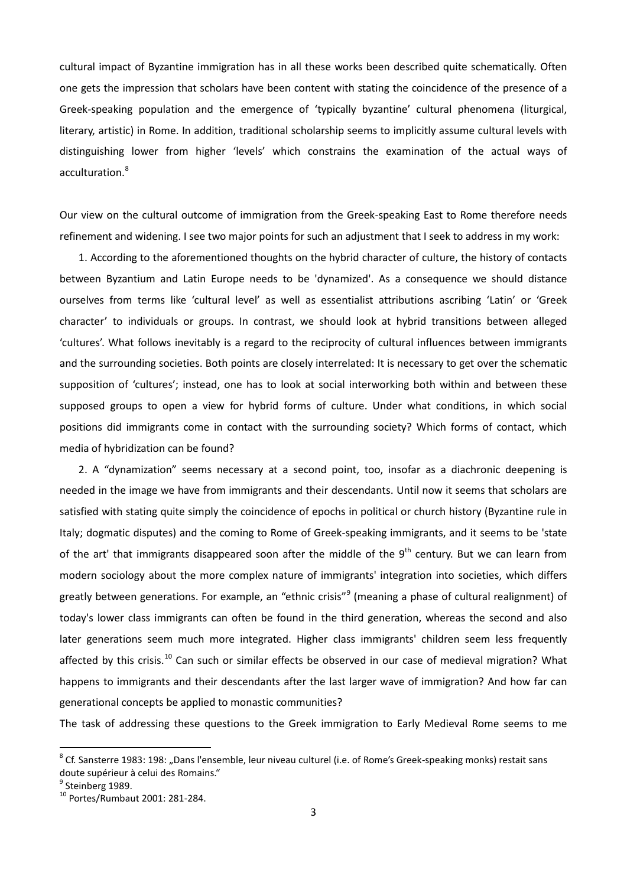cultural impact of Byzantine immigration has in all these works been described quite schematically. Often one gets the impression that scholars have been content with stating the coincidence of the presence of a Greek-speaking population and the emergence of 'typically byzantine' cultural phenomena (liturgical, literary, artistic) in Rome. In addition, traditional scholarship seems to implicitly assume cultural levels with distinguishing lower from higher 'levels' which constrains the examination of the actual ways of acculturation.[8]

Our view on the cultural outcome of immigration from the Greek-speaking East to Rome therefore needs refinement and widening. I see two major points for such an adjustment that I seek to address in my work:

1. According to the aforementioned thoughts on the hybrid character of culture, the history of contacts between Byzantium and Latin Europe needs to be 'dynamized'. As a consequence we should distance ourselves from terms like 'cultural level' as well as essentialist attributions ascribing 'Latin' or 'Greek character' to individuals or groups. In contrast, we should look at hybrid transitions between alleged 'cultures'. What follows inevitably is a regard to the reciprocity of cultural influences between immigrants and the surrounding societies. Both points are closely interrelated: It is necessary to get over the schematic supposition of 'cultures'; instead, one has to look at social interworking both within and between these supposed groups to open a view for hybrid forms of culture. Under what conditions, in which social positions did immigrants come in contact with the surrounding society? Which forms of contact, which media of hybridization can be found?

2. A "dynamization" seems necessary at a second point, too, insofar as a diachronic deepening is needed in the image we have from immigrants and their descendants. Until now it seems that scholars are satisfied with stating quite simply the coincidence of epochs in political or church history (Byzantine rule in Italy; dogmatic disputes) and the coming to Rome of Greek-speaking immigrants, and it seems to be 'state of the art' that immigrants disappeared soon after the middle of the 9th century. But we can learn from modern sociology about the more complex nature of immigrants' integration into societies, which differs greatly between generations. For example, an "ethnic crisis"[9] (meaning a phase of cultural realignment) of today's lower class immigrants can often be found in the third generation, whereas the second and also later generations seem much more integrated. Higher class immigrants' children seem less frequently affected by this crisis.[10] Can such or similar effects be observed in our case of medieval migration? What happens to immigrants and their descendants after the last larger wave of immigration? And how far can generational concepts be applied to monastic communities?

The task of addressing these questions to the Greek immigration to Early Medieval Rome seems to me

---

[8] Cf. Sansterre 1983: 198: „Dans l'ensemble, leur niveau culturel (i.e. of Rome's Greek-speaking monks) restait sans doute supérieur à celui des Romains."

[9] Steinberg 1989.

[10] Portes/Rumbaut 2001: 281-284.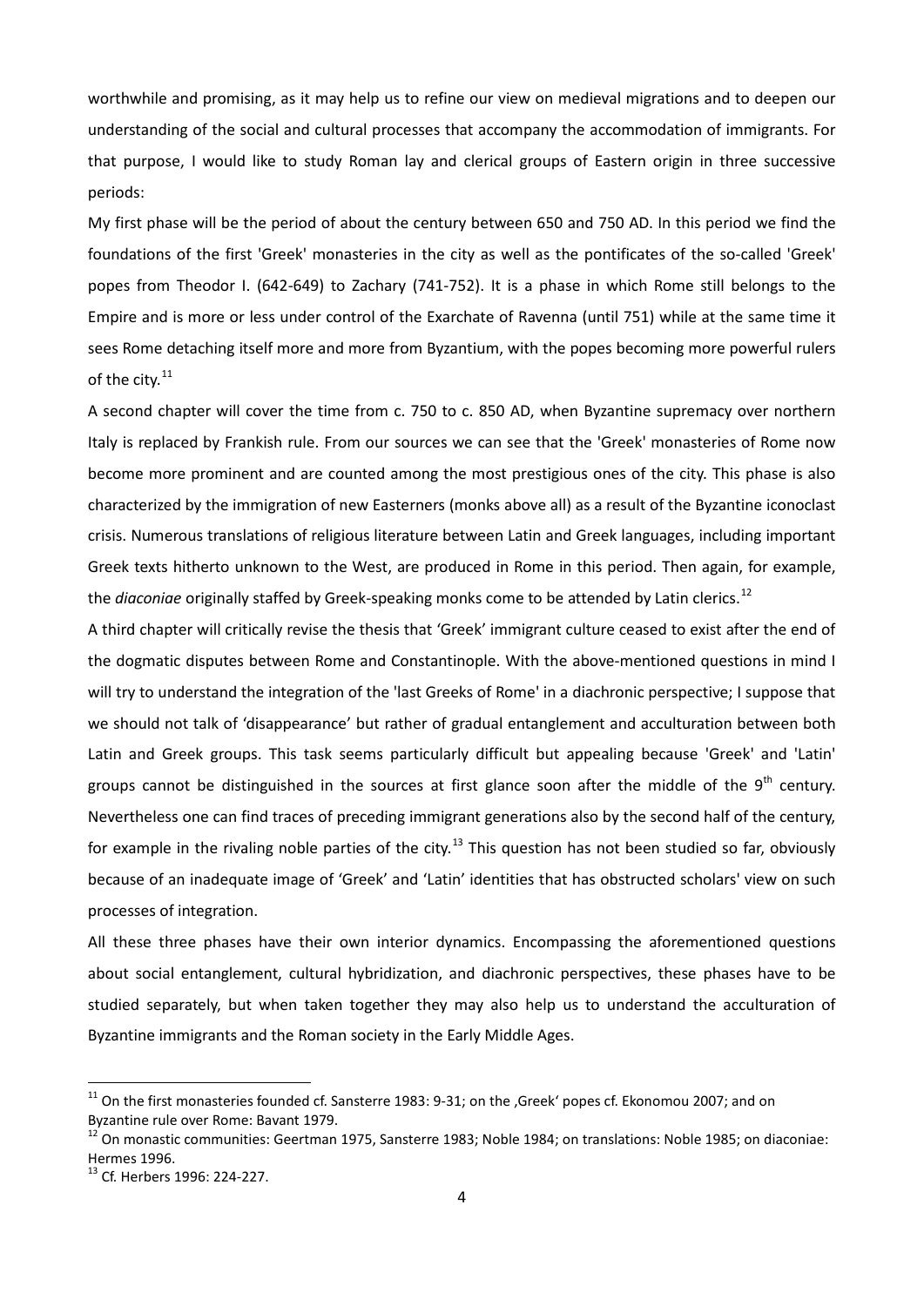worthwhile and promising, as it may help us to refine our view on medieval migrations and to deepen our understanding of the social and cultural processes that accompany the accommodation of immigrants. For that purpose, I would like to study Roman lay and clerical groups of Eastern origin in three successive periods:

My first phase will be the period of about the century between 650 and 750 AD. In this period we find the foundations of the first 'Greek' monasteries in the city as well as the pontificates of the so-called 'Greek' popes from Theodor I. (642-649) to Zachary (741-752). It is a phase in which Rome still belongs to the Empire and is more or less under control of the Exarchate of Ravenna (until 751) while at the same time it sees Rome detaching itself more and more from Byzantium, with the popes becoming more powerful rulers of the city.[11]

A second chapter will cover the time from c. 750 to c. 850 AD, when Byzantine supremacy over northern Italy is replaced by Frankish rule. From our sources we can see that the 'Greek' monasteries of Rome now become more prominent and are counted among the most prestigious ones of the city. This phase is also characterized by the immigration of new Easterners (monks above all) as a result of the Byzantine iconoclast crisis. Numerous translations of religious literature between Latin and Greek languages, including important Greek texts hitherto unknown to the West, are produced in Rome in this period. Then again, for example, the *diaconiae* originally staffed by Greek-speaking monks come to be attended by Latin clerics.[12]

A third chapter will critically revise the thesis that 'Greek' immigrant culture ceased to exist after the end of the dogmatic disputes between Rome and Constantinople. With the above-mentioned questions in mind I will try to understand the integration of the 'last Greeks of Rome' in a diachronic perspective; I suppose that we should not talk of 'disappearance' but rather of gradual entanglement and acculturation between both Latin and Greek groups. This task seems particularly difficult but appealing because 'Greek' and 'Latin' groups cannot be distinguished in the sources at first glance soon after the middle of the 9th century. Nevertheless one can find traces of preceding immigrant generations also by the second half of the century, for example in the rivaling noble parties of the city.[13] This question has not been studied so far, obviously because of an inadequate image of 'Greek' and 'Latin' identities that has obstructed scholars' view on such processes of integration.

All these three phases have their own interior dynamics. Encompassing the aforementioned questions about social entanglement, cultural hybridization, and diachronic perspectives, these phases have to be studied separately, but when taken together they may also help us to understand the acculturation of Byzantine immigrants and the Roman society in the Early Middle Ages.

---

[11] On the first monasteries founded cf. Sansterre 1983: 9-31; on the ‚Greek' popes cf. Ekonomou 2007; and on Byzantine rule over Rome: Bavant 1979.

[12] On monastic communities: Geertman 1975, Sansterre 1983; Noble 1984; on translations: Noble 1985; on diaconiae: Hermes 1996.

[13] Cf. Herbers 1996: 224-227.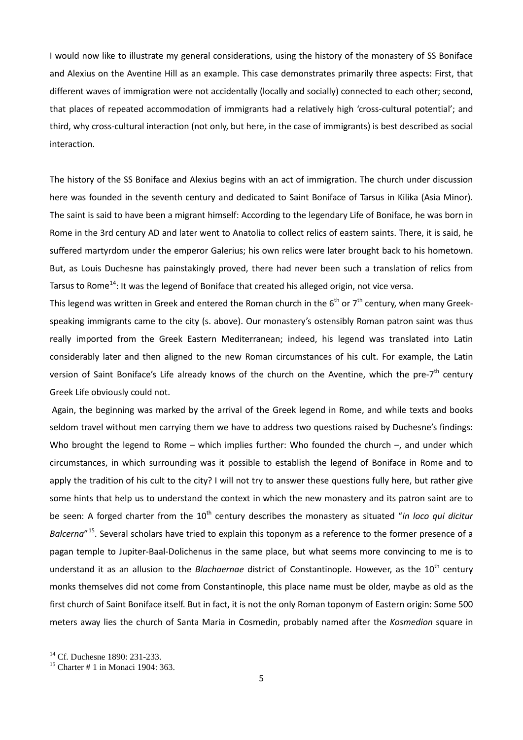I would now like to illustrate my general considerations, using the history of the monastery of SS Boniface and Alexius on the Aventine Hill as an example. This case demonstrates primarily three aspects: First, that different waves of immigration were not accidentally (locally and socially) connected to each other; second, that places of repeated accommodation of immigrants had a relatively high 'cross-cultural potential'; and third, why cross-cultural interaction (not only, but here, in the case of immigrants) is best described as social interaction.

The history of the SS Boniface and Alexius begins with an act of immigration. The church under discussion here was founded in the seventh century and dedicated to Saint Boniface of Tarsus in Kilika (Asia Minor). The saint is said to have been a migrant himself: According to the legendary Life of Boniface, he was born in Rome in the 3rd century AD and later went to Anatolia to collect relics of eastern saints. There, it is said, he suffered martyrdom under the emperor Galerius; his own relics were later brought back to his hometown. But, as Louis Duchesne has painstakingly proved, there had never been such a translation of relics from Tarsus to Rome[14]: It was the legend of Boniface that created his alleged origin, not vice versa.

This legend was written in Greek and entered the Roman church in the 6th or 7th century, when many Greek-speaking immigrants came to the city (s. above). Our monastery's ostensibly Roman patron saint was thus really imported from the Greek Eastern Mediterranean; indeed, his legend was translated into Latin considerably later and then aligned to the new Roman circumstances of his cult. For example, the Latin version of Saint Boniface's Life already knows of the church on the Aventine, which the pre-7th century Greek Life obviously could not.

Again, the beginning was marked by the arrival of the Greek legend in Rome, and while texts and books seldom travel without men carrying them we have to address two questions raised by Duchesne's findings: Who brought the legend to Rome – which implies further: Who founded the church –, and under which circumstances, in which surrounding was it possible to establish the legend of Boniface in Rome and to apply the tradition of his cult to the city? I will not try to answer these questions fully here, but rather give some hints that help us to understand the context in which the new monastery and its patron saint are to be seen: A forged charter from the 10th century describes the monastery as situated "*in loco qui dicitur Balcerna*"[15]. Several scholars have tried to explain this toponym as a reference to the former presence of a pagan temple to Jupiter-Baal-Dolichenus in the same place, but what seems more convincing to me is to understand it as an allusion to the *Blachaernae* district of Constantinople. However, as the 10th century monks themselves did not come from Constantinople, this place name must be older, maybe as old as the first church of Saint Boniface itself. But in fact, it is not the only Roman toponym of Eastern origin: Some 500 meters away lies the church of Santa Maria in Cosmedin, probably named after the *Kosmedion* square in

---

[14] Cf. Duchesne 1890: 231-233.

[15] Charter # 1 in Monaci 1904: 363.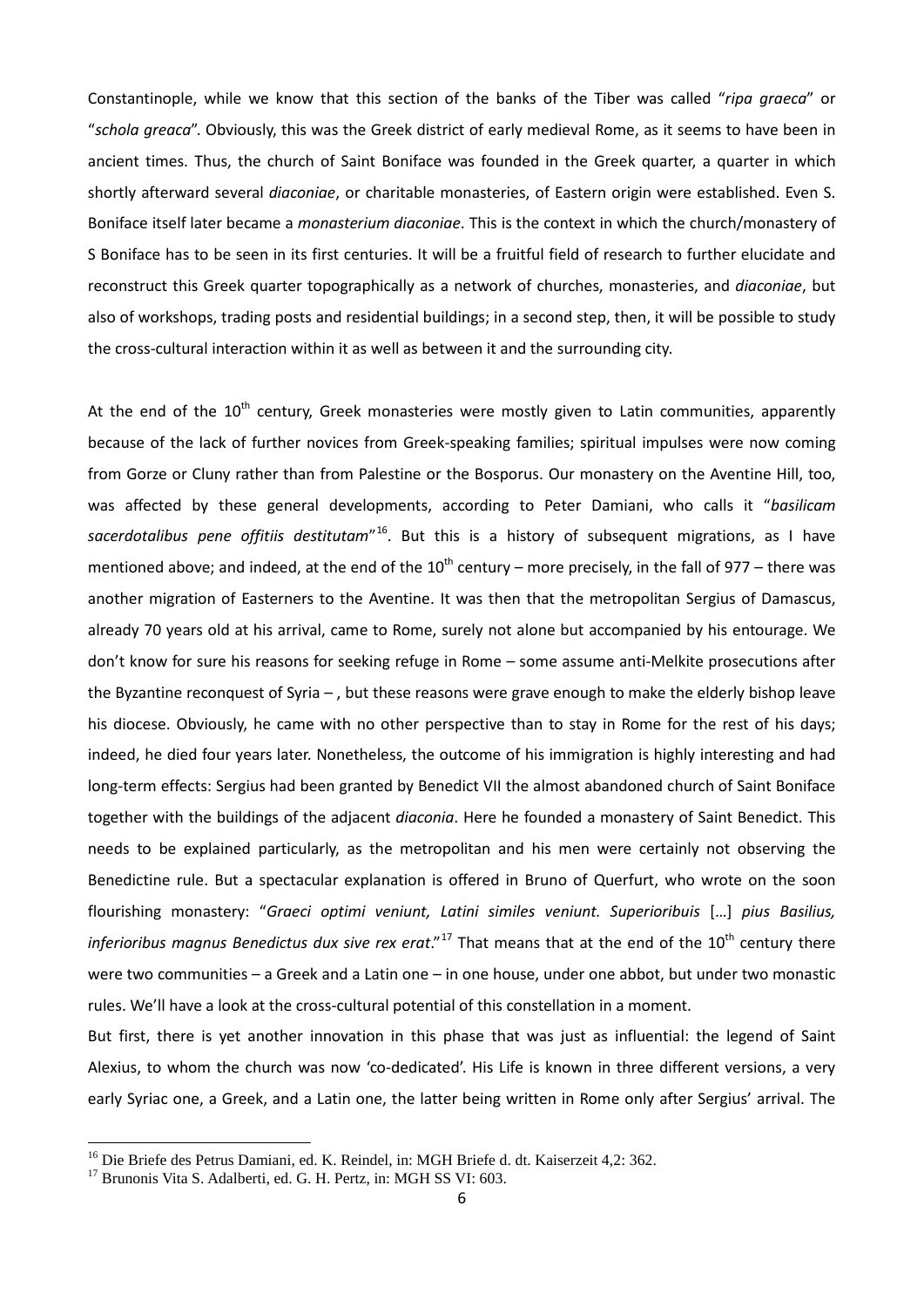Constantinople, while we know that this section of the banks of the Tiber was called "*ripa graeca*" or "*schola greaca*". Obviously, this was the Greek district of early medieval Rome, as it seems to have been in ancient times. Thus, the church of Saint Boniface was founded in the Greek quarter, a quarter in which shortly afterward several *diaconiae*, or charitable monasteries, of Eastern origin were established. Even S. Boniface itself later became a *monasterium diaconiae*. This is the context in which the church/monastery of S Boniface has to be seen in its first centuries. It will be a fruitful field of research to further elucidate and reconstruct this Greek quarter topographically as a network of churches, monasteries, and *diaconiae*, but also of workshops, trading posts and residential buildings; in a second step, then, it will be possible to study the cross-cultural interaction within it as well as between it and the surrounding city.

At the end of the 10th century, Greek monasteries were mostly given to Latin communities, apparently because of the lack of further novices from Greek-speaking families; spiritual impulses were now coming from Gorze or Cluny rather than from Palestine or the Bosporus. Our monastery on the Aventine Hill, too, was affected by these general developments, according to Peter Damiani, who calls it "*basilicam sacerdotalibus pene offitiis destitutam*"[16]. But this is a history of subsequent migrations, as I have mentioned above; and indeed, at the end of the 10th century – more precisely, in the fall of 977 – there was another migration of Easterners to the Aventine. It was then that the metropolitan Sergius of Damascus, already 70 years old at his arrival, came to Rome, surely not alone but accompanied by his entourage. We don't know for sure his reasons for seeking refuge in Rome – some assume anti-Melkite prosecutions after the Byzantine reconquest of Syria – , but these reasons were grave enough to make the elderly bishop leave his diocese. Obviously, he came with no other perspective than to stay in Rome for the rest of his days; indeed, he died four years later. Nonetheless, the outcome of his immigration is highly interesting and had long-term effects: Sergius had been granted by Benedict VII the almost abandoned church of Saint Boniface together with the buildings of the adjacent *diaconia*. Here he founded a monastery of Saint Benedict. This needs to be explained particularly, as the metropolitan and his men were certainly not observing the Benedictine rule. But a spectacular explanation is offered in Bruno of Querfurt, who wrote on the soon flourishing monastery: "*Graeci optimi veniunt, Latini similes veniunt. Superioribuis* […] *pius Basilius, inferioribus magnus Benedictus dux sive rex erat*."[17] That means that at the end of the 10th century there were two communities – a Greek and a Latin one – in one house, under one abbot, but under two monastic rules. We'll have a look at the cross-cultural potential of this constellation in a moment.

But first, there is yet another innovation in this phase that was just as influential: the legend of Saint Alexius, to whom the church was now 'co-dedicated'. His Life is known in three different versions, a very early Syriac one, a Greek, and a Latin one, the latter being written in Rome only after Sergius' arrival. The

[16] Die Briefe des Petrus Damiani, ed. K. Reindel, in: MGH Briefe d. dt. Kaiserzeit 4,2: 362.

[17] Brunonis Vita S. Adalberti, ed. G. H. Pertz, in: MGH SS VI: 603.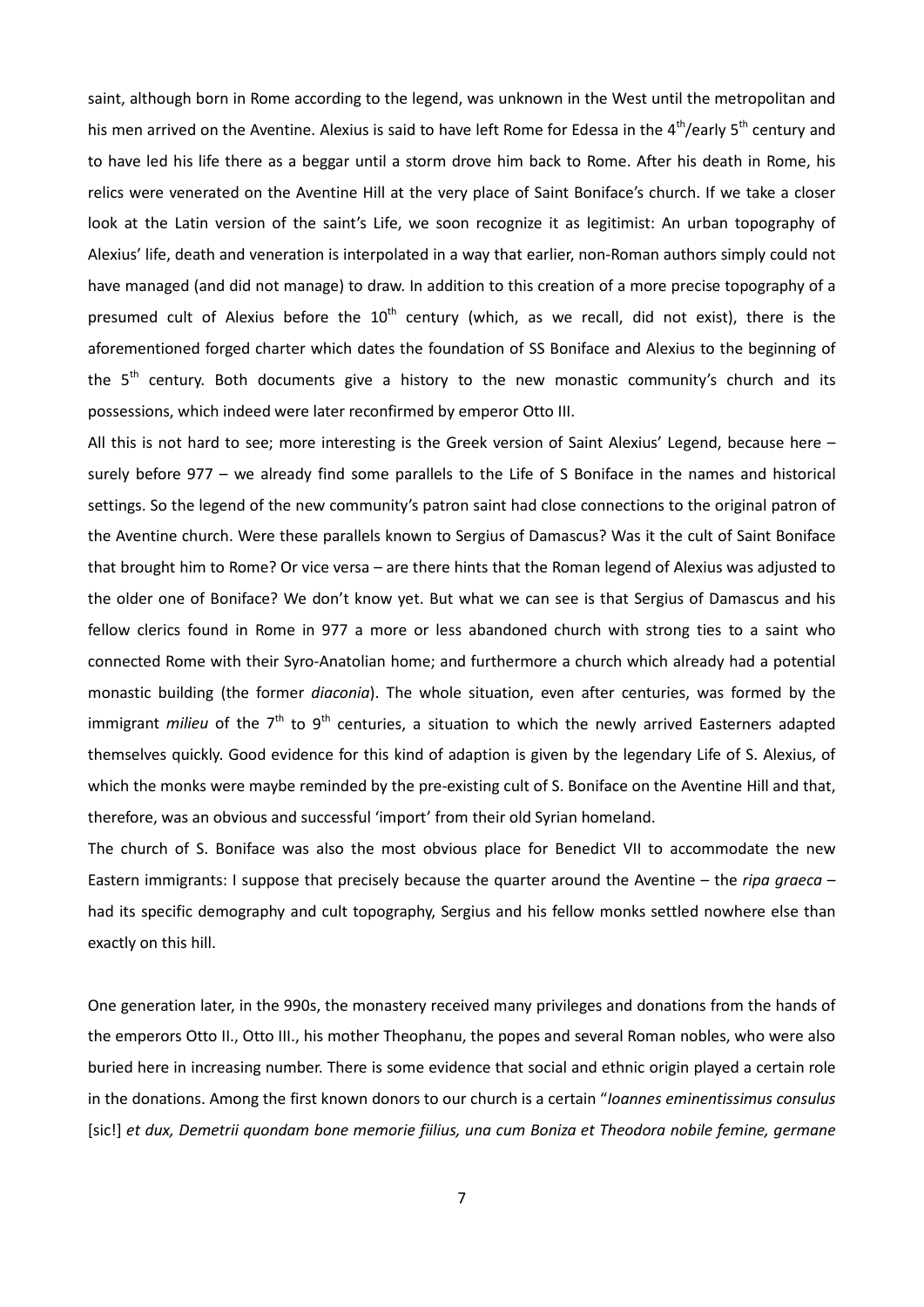saint, although born in Rome according to the legend, was unknown in the West until the metropolitan and his men arrived on the Aventine. Alexius is said to have left Rome for Edessa in the 4th/early 5th century and to have led his life there as a beggar until a storm drove him back to Rome. After his death in Rome, his relics were venerated on the Aventine Hill at the very place of Saint Boniface's church. If we take a closer look at the Latin version of the saint's Life, we soon recognize it as legitimist: An urban topography of Alexius' life, death and veneration is interpolated in a way that earlier, non-Roman authors simply could not have managed (and did not manage) to draw. In addition to this creation of a more precise topography of a presumed cult of Alexius before the 10th century (which, as we recall, did not exist), there is the aforementioned forged charter which dates the foundation of SS Boniface and Alexius to the beginning of the 5th century. Both documents give a history to the new monastic community's church and its possessions, which indeed were later reconfirmed by emperor Otto III.

All this is not hard to see; more interesting is the Greek version of Saint Alexius' Legend, because here – surely before 977 – we already find some parallels to the Life of S Boniface in the names and historical settings. So the legend of the new community's patron saint had close connections to the original patron of the Aventine church. Were these parallels known to Sergius of Damascus? Was it the cult of Saint Boniface that brought him to Rome? Or vice versa – are there hints that the Roman legend of Alexius was adjusted to the older one of Boniface? We don't know yet. But what we can see is that Sergius of Damascus and his fellow clerics found in Rome in 977 a more or less abandoned church with strong ties to a saint who connected Rome with their Syro-Anatolian home; and furthermore a church which already had a potential monastic building (the former *diaconia*). The whole situation, even after centuries, was formed by the immigrant *milieu* of the 7th to 9th centuries, a situation to which the newly arrived Easterners adapted themselves quickly. Good evidence for this kind of adaption is given by the legendary Life of S. Alexius, of which the monks were maybe reminded by the pre-existing cult of S. Boniface on the Aventine Hill and that, therefore, was an obvious and successful 'import' from their old Syrian homeland.

The church of S. Boniface was also the most obvious place for Benedict VII to accommodate the new Eastern immigrants: I suppose that precisely because the quarter around the Aventine – the *ripa graeca* – had its specific demography and cult topography, Sergius and his fellow monks settled nowhere else than exactly on this hill.

One generation later, in the 990s, the monastery received many privileges and donations from the hands of the emperors Otto II., Otto III., his mother Theophanu, the popes and several Roman nobles, who were also buried here in increasing number. There is some evidence that social and ethnic origin played a certain role in the donations. Among the first known donors to our church is a certain "*Ioannes eminentissimus consulus* [sic!] *et dux, Demetrii quondam bone memorie fiilius, una cum Boniza et Theodora nobile femine, germane*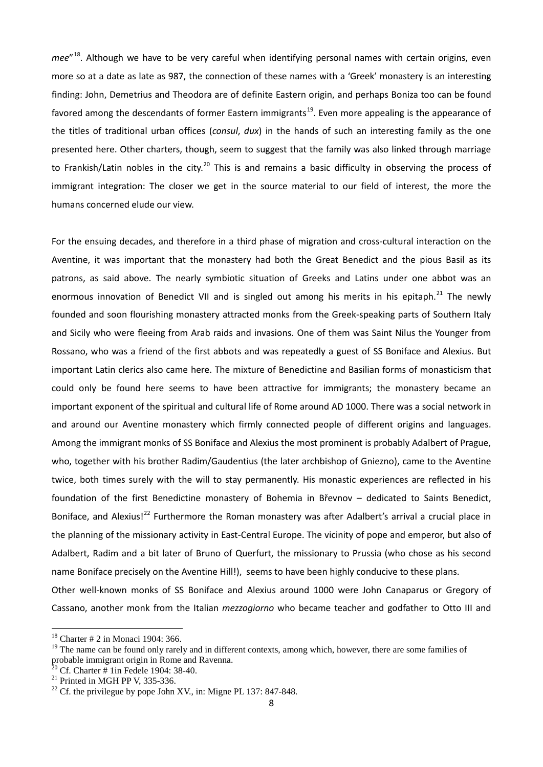*mee*"[18]. Although we have to be very careful when identifying personal names with certain origins, even more so at a date as late as 987, the connection of these names with a 'Greek' monastery is an interesting finding: John, Demetrius and Theodora are of definite Eastern origin, and perhaps Boniza too can be found favored among the descendants of former Eastern immigrants[19]. Even more appealing is the appearance of the titles of traditional urban offices (*consul*, *dux*) in the hands of such an interesting family as the one presented here. Other charters, though, seem to suggest that the family was also linked through marriage to Frankish/Latin nobles in the city.[20] This is and remains a basic difficulty in observing the process of immigrant integration: The closer we get in the source material to our field of interest, the more the humans concerned elude our view.

For the ensuing decades, and therefore in a third phase of migration and cross-cultural interaction on the Aventine, it was important that the monastery had both the Great Benedict and the pious Basil as its patrons, as said above. The nearly symbiotic situation of Greeks and Latins under one abbot was an enormous innovation of Benedict VII and is singled out among his merits in his epitaph.[21] The newly founded and soon flourishing monastery attracted monks from the Greek-speaking parts of Southern Italy and Sicily who were fleeing from Arab raids and invasions. One of them was Saint Nilus the Younger from Rossano, who was a friend of the first abbots and was repeatedly a guest of SS Boniface and Alexius. But important Latin clerics also came here. The mixture of Benedictine and Basilian forms of monasticism that could only be found here seems to have been attractive for immigrants; the monastery became an important exponent of the spiritual and cultural life of Rome around AD 1000. There was a social network in and around our Aventine monastery which firmly connected people of different origins and languages. Among the immigrant monks of SS Boniface and Alexius the most prominent is probably Adalbert of Prague, who, together with his brother Radim/Gaudentius (the later archbishop of Gniezno), came to the Aventine twice, both times surely with the will to stay permanently. His monastic experiences are reflected in his foundation of the first Benedictine monastery of Bohemia in Břevnov – dedicated to Saints Benedict, Boniface, and Alexius![22] Furthermore the Roman monastery was after Adalbert's arrival a crucial place in the planning of the missionary activity in East-Central Europe. The vicinity of pope and emperor, but also of Adalbert, Radim and a bit later of Bruno of Querfurt, the missionary to Prussia (who chose as his second name Boniface precisely on the Aventine Hill!), seems to have been highly conducive to these plans.

Other well-known monks of SS Boniface and Alexius around 1000 were John Canaparus or Gregory of Cassano, another monk from the Italian *mezzogiorno* who became teacher and godfather to Otto III and

[18] Charter # 2 in Monaci 1904: 366.

[19] The name can be found only rarely and in different contexts, among which, however, there are some families of probable immigrant origin in Rome and Ravenna.

[20] Cf. Charter # 1in Fedele 1904: 38-40.

[21] Printed in MGH PP V, 335-336.

[22] Cf. the privilegue by pope John XV., in: Migne PL 137: 847-848.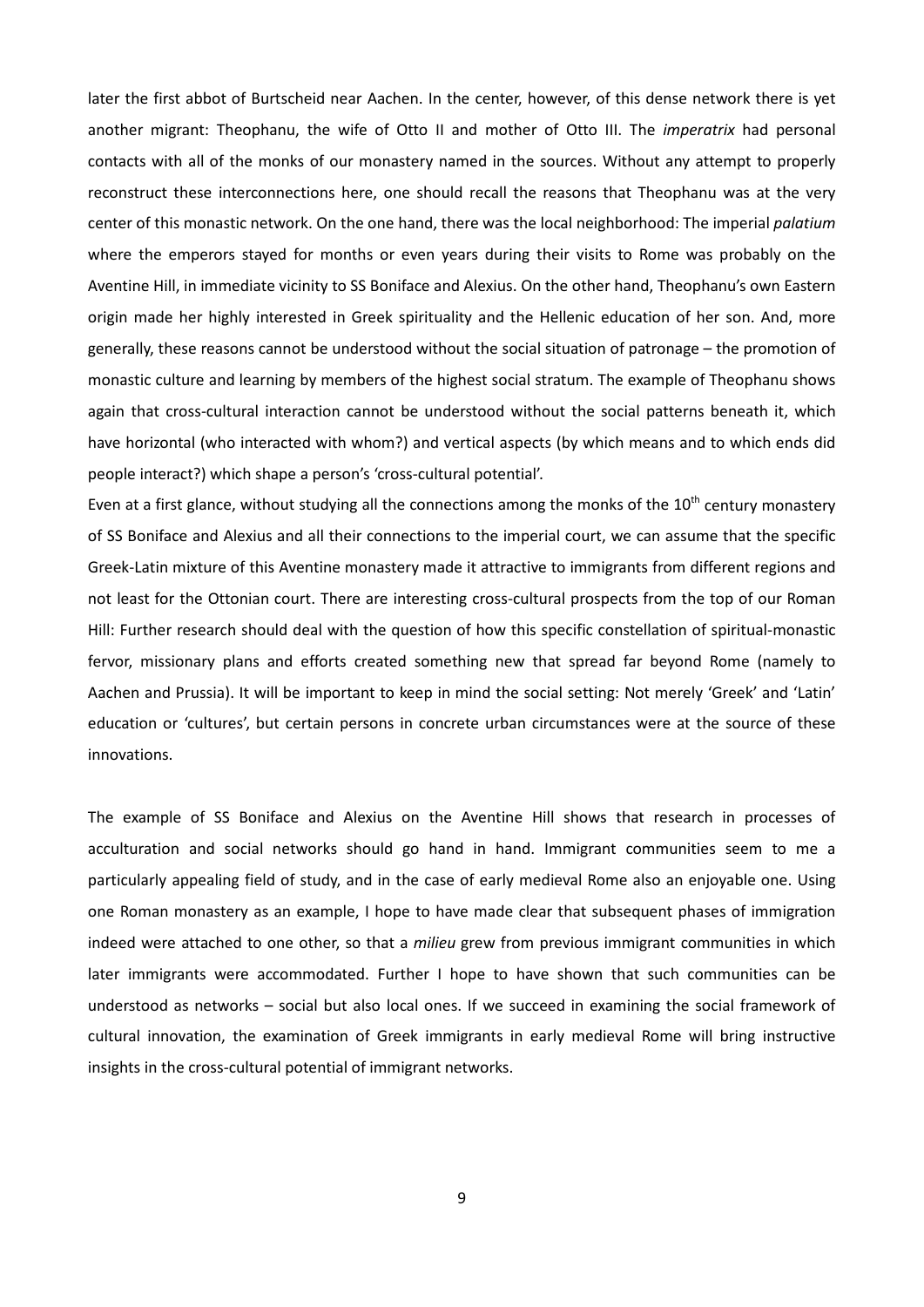later the first abbot of Burtscheid near Aachen. In the center, however, of this dense network there is yet another migrant: Theophanu, the wife of Otto II and mother of Otto III. The *imperatrix* had personal contacts with all of the monks of our monastery named in the sources. Without any attempt to properly reconstruct these interconnections here, one should recall the reasons that Theophanu was at the very center of this monastic network. On the one hand, there was the local neighborhood: The imperial *palatium* where the emperors stayed for months or even years during their visits to Rome was probably on the Aventine Hill, in immediate vicinity to SS Boniface and Alexius. On the other hand, Theophanu's own Eastern origin made her highly interested in Greek spirituality and the Hellenic education of her son. And, more generally, these reasons cannot be understood without the social situation of patronage – the promotion of monastic culture and learning by members of the highest social stratum. The example of Theophanu shows again that cross-cultural interaction cannot be understood without the social patterns beneath it, which have horizontal (who interacted with whom?) and vertical aspects (by which means and to which ends did people interact?) which shape a person's 'cross-cultural potential'.

Even at a first glance, without studying all the connections among the monks of the 10th century monastery of SS Boniface and Alexius and all their connections to the imperial court, we can assume that the specific Greek-Latin mixture of this Aventine monastery made it attractive to immigrants from different regions and not least for the Ottonian court. There are interesting cross-cultural prospects from the top of our Roman Hill: Further research should deal with the question of how this specific constellation of spiritual-monastic fervor, missionary plans and efforts created something new that spread far beyond Rome (namely to Aachen and Prussia). It will be important to keep in mind the social setting: Not merely 'Greek' and 'Latin' education or 'cultures', but certain persons in concrete urban circumstances were at the source of these innovations.

The example of SS Boniface and Alexius on the Aventine Hill shows that research in processes of acculturation and social networks should go hand in hand. Immigrant communities seem to me a particularly appealing field of study, and in the case of early medieval Rome also an enjoyable one. Using one Roman monastery as an example, I hope to have made clear that subsequent phases of immigration indeed were attached to one other, so that a *milieu* grew from previous immigrant communities in which later immigrants were accommodated. Further I hope to have shown that such communities can be understood as networks – social but also local ones. If we succeed in examining the social framework of cultural innovation, the examination of Greek immigrants in early medieval Rome will bring instructive insights in the cross-cultural potential of immigrant networks.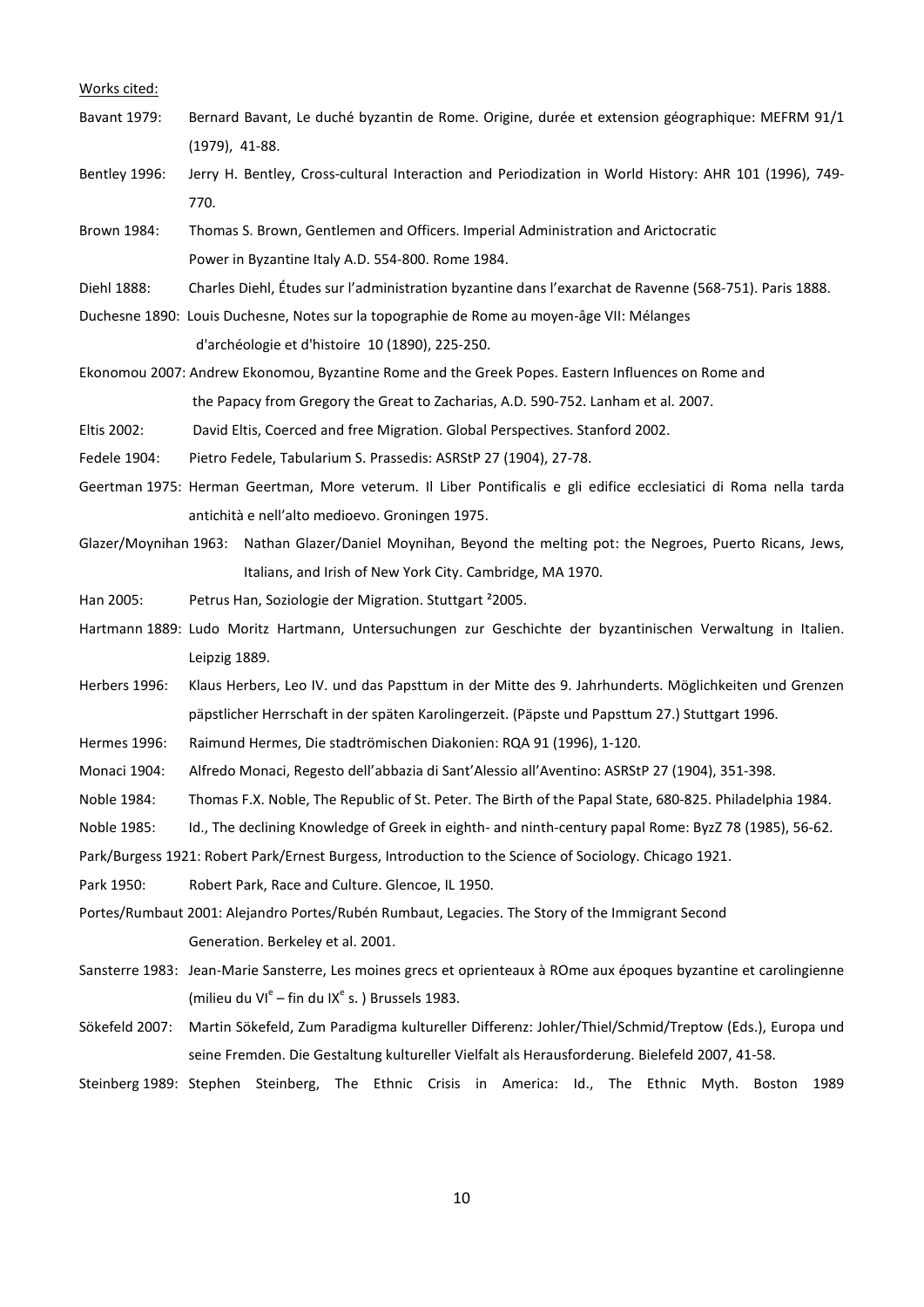Works cited:

Bavant 1979: Bernard Bavant, Le duché byzantin de Rome. Origine, durée et extension géographique: MEFRM 91/1 (1979), 41-88.

Bentley 1996: Jerry H. Bentley, Cross-cultural Interaction and Periodization in World History: AHR 101 (1996), 749-770.

Brown 1984: Thomas S. Brown, Gentlemen and Officers. Imperial Administration and Arictocratic Power in Byzantine Italy A.D. 554-800. Rome 1984.

Diehl 1888: Charles Diehl, Études sur l'administration byzantine dans l'exarchat de Ravenne (568-751). Paris 1888.

Duchesne 1890: Louis Duchesne, Notes sur la topographie de Rome au moyen-âge VII: Mélanges d'archéologie et d'histoire 10 (1890), 225-250.

Ekonomou 2007: Andrew Ekonomou, Byzantine Rome and the Greek Popes. Eastern Influences on Rome and the Papacy from Gregory the Great to Zacharias, A.D. 590-752. Lanham et al. 2007.

Eltis 2002: David Eltis, Coerced and free Migration. Global Perspectives. Stanford 2002.

Fedele 1904: Pietro Fedele, Tabularium S. Prassedis: ASRStP 27 (1904), 27-78.

Geertman 1975: Herman Geertman, More veterum. Il Liber Pontificalis e gli edifice ecclesiatici di Roma nella tarda antichità e nell'alto medioevo. Groningen 1975.

Glazer/Moynihan 1963: Nathan Glazer/Daniel Moynihan, Beyond the melting pot: the Negroes, Puerto Ricans, Jews, Italians, and Irish of New York City. Cambridge, MA 1970.

Han 2005: Petrus Han, Soziologie der Migration. Stuttgart ²2005.

Hartmann 1889: Ludo Moritz Hartmann, Untersuchungen zur Geschichte der byzantinischen Verwaltung in Italien. Leipzig 1889.

Herbers 1996: Klaus Herbers, Leo IV. und das Papsttum in der Mitte des 9. Jahrhunderts. Möglichkeiten und Grenzen päpstlicher Herrschaft in der späten Karolingerzeit. (Päpste und Papsttum 27.) Stuttgart 1996.

Hermes 1996: Raimund Hermes, Die stadtrömischen Diakonien: RQA 91 (1996), 1-120.

Monaci 1904: Alfredo Monaci, Regesto dell'abbazia di Sant'Alessio all'Aventino: ASRStP 27 (1904), 351-398.

Noble 1984: Thomas F.X. Noble, The Republic of St. Peter. The Birth of the Papal State, 680-825. Philadelphia 1984.

Noble 1985: Id., The declining Knowledge of Greek in eighth- and ninth-century papal Rome: ByzZ 78 (1985), 56-62.

Park/Burgess 1921: Robert Park/Ernest Burgess, Introduction to the Science of Sociology. Chicago 1921.

Park 1950: Robert Park, Race and Culture. Glencoe, IL 1950.

Portes/Rumbaut 2001: Alejandro Portes/Rubén Rumbaut, Legacies. The Story of the Immigrant Second Generation. Berkeley et al. 2001.

Sansterre 1983: Jean-Marie Sansterre, Les moines grecs et oprienteaux à ROme aux époques byzantine et carolingienne (milieu du VI^e^ – fin du IX^e^ s. ) Brussels 1983.

Sökefeld 2007: Martin Sökefeld, Zum Paradigma kultureller Differenz: Johler/Thiel/Schmid/Treptow (Eds.), Europa und seine Fremden. Die Gestaltung kultureller Vielfalt als Herausforderung. Bielefeld 2007, 41-58.

Steinberg 1989: Stephen Steinberg, The Ethnic Crisis in America: Id., The Ethnic Myth. Boston 1989